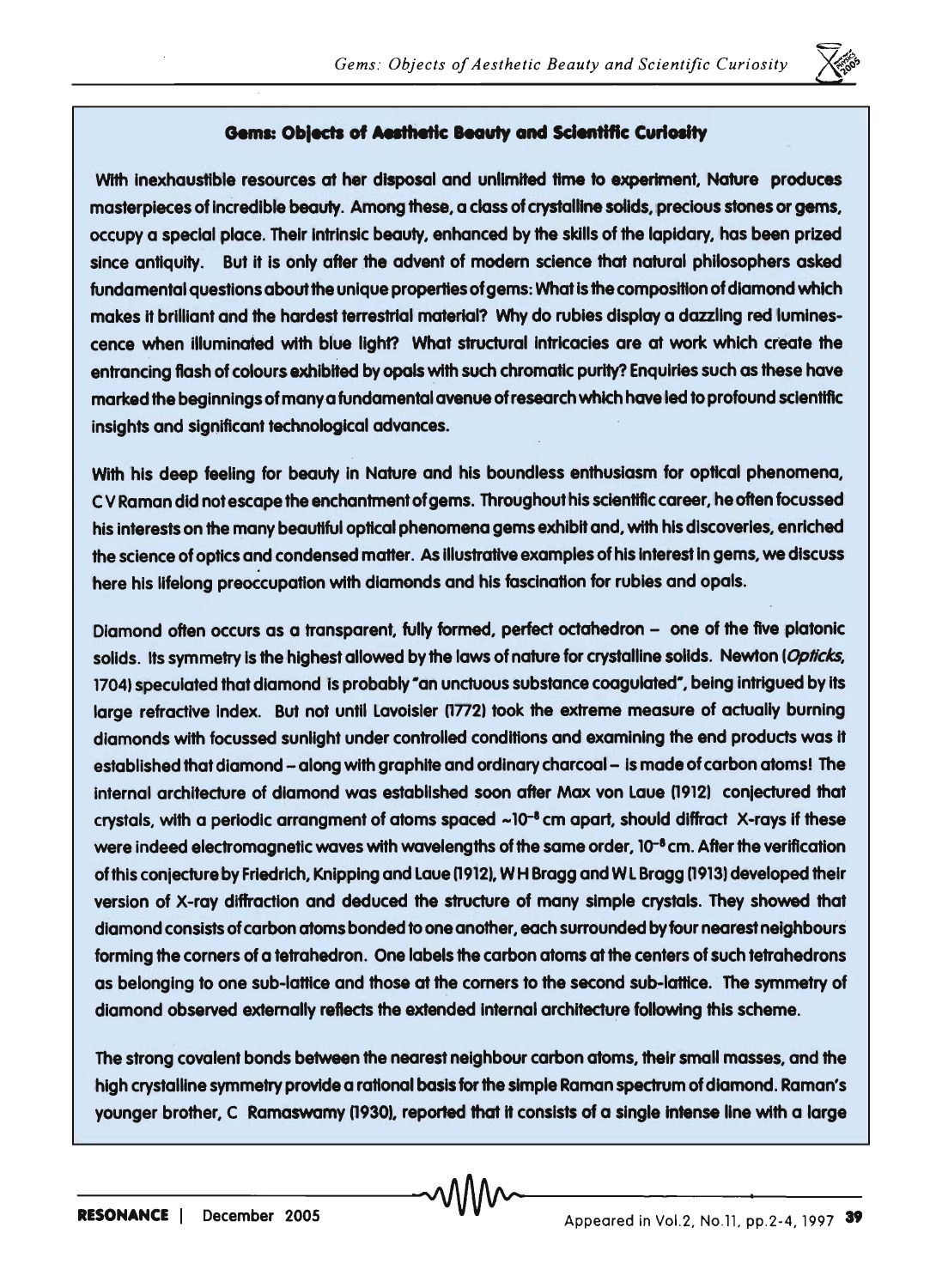## Gems: Objects of Aesthetic Beauty and Scientific Curiosity

With inexhaustible resources at her disposal and unlimited time to experiment, Nature produces masterpieces of incredible beauty. Among these, a class of crystalline solids, precious stones or gems, occupy a special place. Their intrinsic beauty, enhanced by the skills of the lapidary, has been prized since antiquity. But it is only after the advent of modern science that natural philosophers asked fundamental questions about the unique properties of gems: What is the composition of diamond which makes it brilliant and the hardest terrestrial material? Why do rubies display a dazzling red luminescence when illuminated with blue light? What structural intricacies are at work which create the entrancing flash of colours exhibited by opals with such chromatic purity? Enquiries such as these have marked the beginnings of many a fundamental avenue of research which have led to profound scientific insights and significant technological advances.

With his deep feeling for beauty in Nature and his boundless enthusiasm for optical phenomena, C V Raman did not escape the enchantment of gems. Throughout his scientific career, he often focussed his interests on the many beautiful optical phenomena gems exhibit and, with his discoveries, enriched the science of optics and condensed matter. As illustrative examples of his interest in gems, we discuss here his lifelong preoccupation with diamonds and his fascination for rubies and opals.

Diamond often occurs as a transparent, fully formed, perfect octahedron – one of the five platonic solids. Its symmetry is the highest allowed by the laws of nature for crystalline solids. Newton (*Opticks*, 1704) speculated that diamond is probably "an unctuous substance coagulated", being intrigued by its large refractive index. But not until Lavoisier (1772) took the extreme measure of actually burning diamonds with focussed sunlight under controlled conditions and examining the end products was it established that diamond – along with graphite and ordinary charcoal – is made of carbon atoms! The internal architecture of diamond was established soon after Max von Laue (1912) conjectured that crystals, with a periodic arrangment of atoms spaced ~$10^{-8}$ cm apart, should diffract X-rays if these were indeed electromagnetic waves with wavelengths of the same order, $10^{-8}$ cm. After the verification of this conjecture by Friedrich, Knipping and Laue (1912), W H Bragg and W L Bragg (1913) developed their version of X-ray diffraction and deduced the structure of many simple crystals. They showed that diamond consists of carbon atoms bonded to one another, each surrounded by four nearest neighbours forming the corners of a tetrahedron. One labels the carbon atoms at the centers of such tetrahedrons as belonging to one sub-lattice and those at the corners to the second sub-lattice. The symmetry of diamond observed externally reflects the extended internal architecture following this scheme.

The strong covalent bonds between the nearest neighbour carbon atoms, their small masses, and the high crystalline symmetry provide a rational basis for the simple Raman spectrum of diamond. Raman's younger brother, C Ramaswamy (1930), reported that it consists of a single intense line with a large

Appeared in Vol.2, No.11, pp.2-4, 1997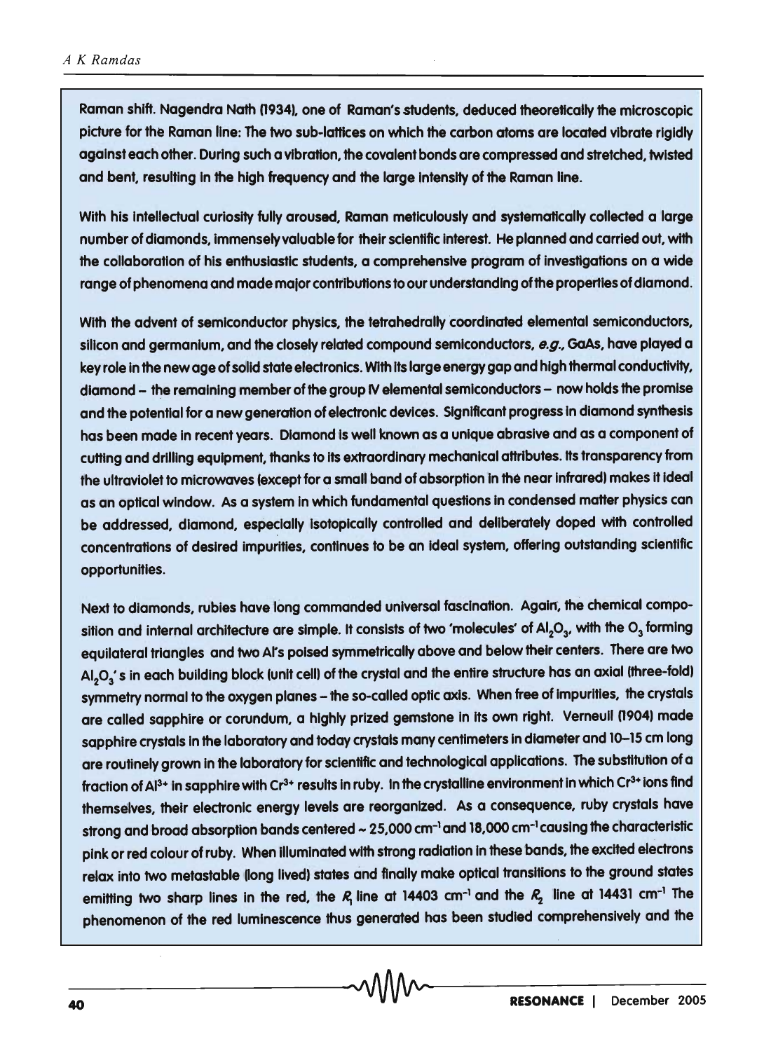Raman shift. Nagendra Nath (1934), one of Raman's students, deduced theoretically the microscopic picture for the Raman line: The two sub-lattices on which the carbon atoms are located vibrate rigidly against each other. During such a vibration, the covalent bonds are compressed and stretched, twisted and bent, resulting in the high frequency and the large intensity of the Raman line.

With his intellectual curiosity fully aroused, Raman meticulously and systematically collected a large number of diamonds, immensely valuable for their scientific interest. He planned and carried out, with the collaboration of his enthusiastic students, a comprehensive program of investigations on a wide range of phenomena and made major contributions to our understanding of the properties of diamond.

With the advent of semiconductor physics, the tetrahedrally coordinated elemental semiconductors, silicon and germanium, and the closely related compound semiconductors, *e.g.,* GaAs, have played a key role in the new age of solid state electronics. With its large energy gap and high thermal conductivity, diamond – the remaining member of the group IV elemental semiconductors – now holds the promise and the potential for a new generation of electronic devices. Significant progress in diamond synthesis has been made in recent years. Diamond is well known as a unique abrasive and as a component of cutting and drilling equipment, thanks to its extraordinary mechanical attributes. Its transparency from the ultraviolet to microwaves (except for a small band of absorption in the near infrared) makes it ideal as an optical window. As a system in which fundamental questions in condensed matter physics can be addressed, diamond, especially isotopically controlled and deliberately doped with controlled concentrations of desired impurities, continues to be an ideal system, offering outstanding scientific opportunities.

Next to diamonds, rubies have long commanded universal fascination. Again, the chemical composition and internal architecture are simple. It consists of two 'molecules' of $Al_2O_3$, with the $O_3$ forming equilateral triangles and two Al's poised symmetrically above and below their centers. There are two $Al_2O_3$'s in each building block (unit cell) of the crystal and the entire structure has an axial (three-fold) symmetry normal to the oxygen planes – the so-called optic axis. When free of impurities, the crystals are called sapphire or corundum, a highly prized gemstone in its own right. Verneuil (1904) made sapphire crystals in the laboratory and today crystals many centimeters in diameter and 10–15 cm long are routinely grown in the laboratory for scientific and technological applications. The substitution of a fraction of $Al^{3+}$ in sapphire with $Cr^{3+}$ results in ruby. In the crystalline environment in which $Cr^{3+}$ ions find themselves, their electronic energy levels are reorganized. As a consequence, ruby crystals have strong and broad absorption bands centered ~ 25,000 $cm^{-1}$ and 18,000 $cm^{-1}$ causing the characteristic pink or red colour of ruby. When illuminated with strong radiation in these bands, the excited electrons relax into two metastable (long lived) states and finally make optical transitions to the ground states emitting two sharp lines in the red, the $R_1$ line at 14403 $cm^{-1}$ and the $R_2$ line at 14431 $cm^{-1}$ The phenomenon of the red luminescence thus generated has been studied comprehensively and the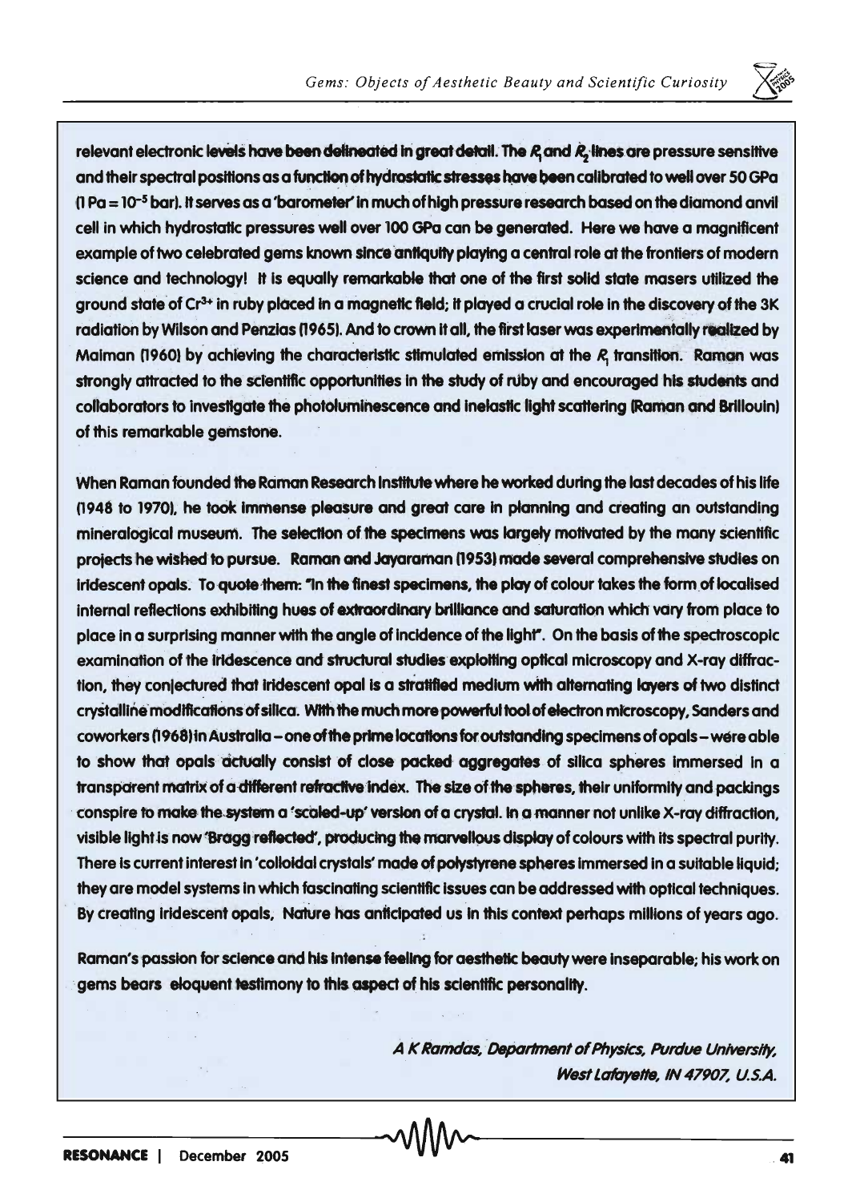relevant electronic levels have been delineated in great detail. The $R_1$ and $R_2$ lines are pressure sensitive and their spectral positions as a function of hydrostatic stresses have been calibrated to well over 50 GPa (1 Pa = $10^{-5}$ bar). It serves as a 'barometer' in much of high pressure research based on the diamond anvil cell in which hydrostatic pressures well over 100 GPa can be generated. Here we have a magnificent example of two celebrated gems known since antiquity playing a central role at the frontiers of modern science and technology! It is equally remarkable that one of the first solid state masers utilized the ground state of $Cr^{3+}$ in ruby placed in a magnetic field; it played a crucial role in the discovery of the 3K radiation by Wilson and Penzias (1965). And to crown it all, the first laser was experimentally realized by Maiman (1960) by achieving the characteristic stimulated emission at the $R_1$ transition. Raman was strongly attracted to the scientific opportunities in the study of ruby and encouraged his students and collaborators to investigate the photoluminescence and inelastic light scattering (Raman and Brillouin) of this remarkable gemstone.

When Raman founded the Raman Research Institute where he worked during the last decades of his life (1948 to 1970), he took immense pleasure and great care in planning and creating an outstanding mineralogical museum. The selection of the specimens was largely motivated by the many scientific projects he wished to pursue. Raman and Jayaraman (1953) made several comprehensive studies on iridescent opals. To quote them: "In the finest specimens, the play of colour takes the form of localised internal reflections exhibiting hues of extraordinary brilliance and saturation which vary from place to place in a surprising manner with the angle of incidence of the light". On the basis of the spectroscopic examination of the iridescence and structural studies exploiting optical microscopy and X-ray diffraction, they conjectured that iridescent opal is a stratified medium with alternating layers of two distinct crystalline modifications of silica. With the much more powerful tool of electron microscopy, Sanders and coworkers (1968) in Australia – one of the prime locations for outstanding specimens of opals – were able to show that opals actually consist of close packed aggregates of silica spheres immersed in a transparent matrix of a different refractive index. The size of the spheres, their uniformity and packings conspire to make the system a 'scaled-up' version of a crystal. In a manner not unlike X-ray diffraction, visible light is now 'Bragg reflected', producing the marvellous display of colours with its spectral purity. There is current interest in 'colloidal crystals' made of polystyrene spheres immersed in a suitable liquid; they are model systems in which fascinating scientific issues can be addressed with optical techniques. By creating iridescent opals, Nature has anticipated us in this context perhaps millions of years ago.

Raman's passion for science and his intense feeling for aesthetic beauty were inseparable; his work on gems bears eloquent testimony to this aspect of his scientific personality.

*A K Ramdas, Department of Physics, Purdue University, West Lafayette, IN 47907, U.S.A.*